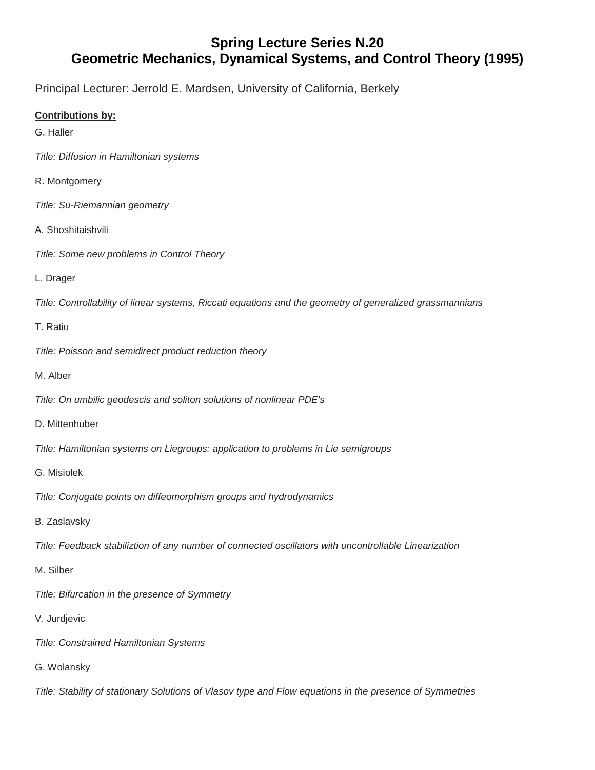# Spring Lecture Series N.20
# Geometric Mechanics, Dynamical Systems, and Control Theory (1995)

Principal Lecturer: Jerrold E. Mardsen, University of California, Berkely

**Contributions by:**

G. Haller

*Title: Diffusion in Hamiltonian systems*

R. Montgomery

*Title: Su-Riemannian geometry*

A. Shoshitaishvili

*Title: Some new problems in Control Theory*

L. Drager

*Title: Controllability of linear systems, Riccati equations and the geometry of generalized grassmannians*

T. Ratiu

*Title: Poisson and semidirect product reduction theory*

M. Alber

*Title: On umbilic geodescis and soliton solutions of nonlinear PDE's*

D. Mittenhuber

*Title: Hamiltonian systems on Liegroups: application to problems in Lie semigroups*

G. Misiolek

*Title: Conjugate points on diffeomorphism groups and hydrodynamics*

B. Zaslavsky

*Title: Feedback stabiliztion of any number of connected oscillators with uncontrollable Linearization*

M. Silber

*Title: Bifurcation in the presence of Symmetry*

V. Jurdjevic

*Title: Constrained Hamiltonian Systems*

G. Wolansky

*Title: Stability of stationary Solutions of Vlasov type and Flow equations in the presence of Symmetries*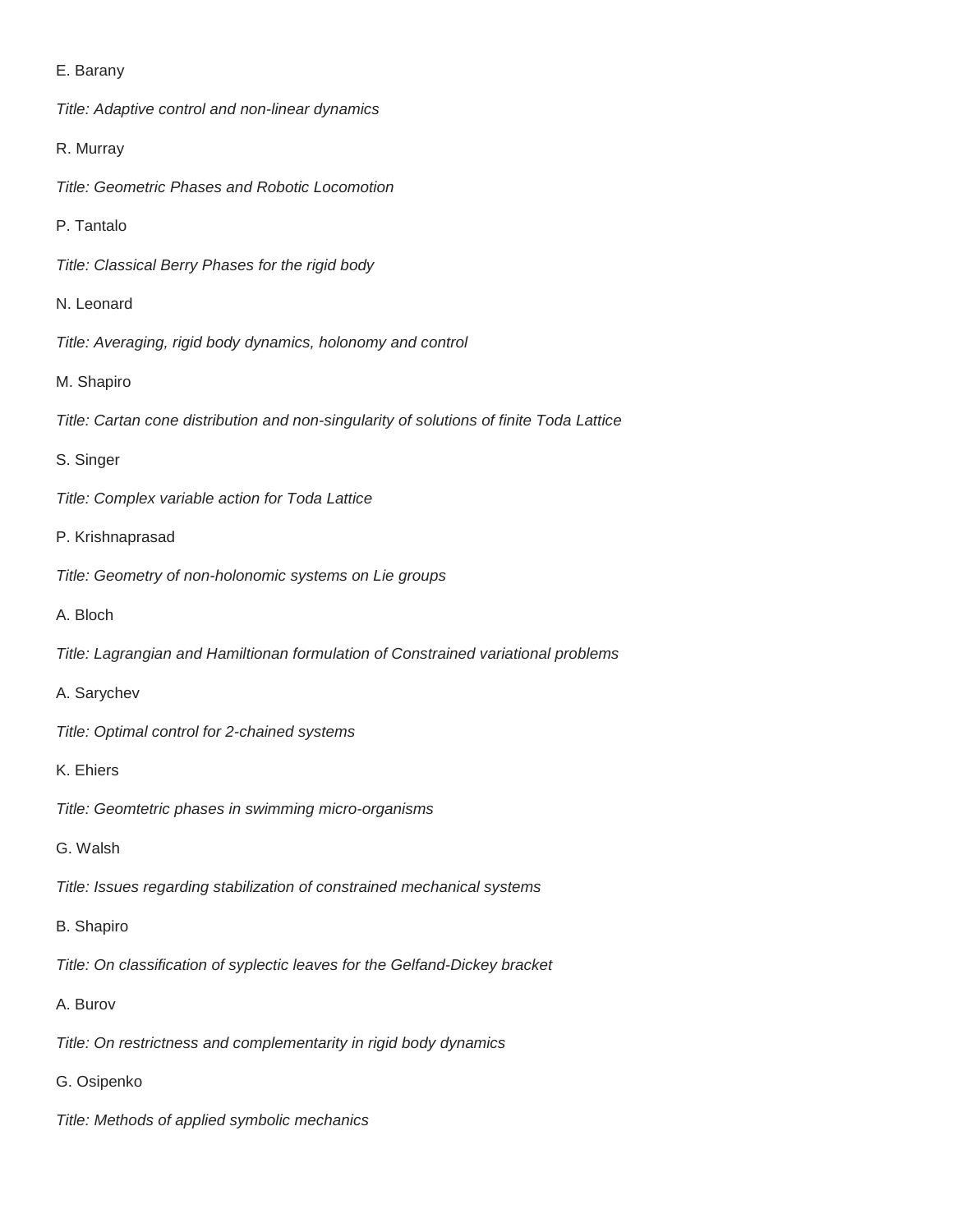E. Barany

*Title: Adaptive control and non-linear dynamics*

R. Murray

*Title: Geometric Phases and Robotic Locomotion*

P. Tantalo

*Title: Classical Berry Phases for the rigid body*

N. Leonard

*Title: Averaging, rigid body dynamics, holonomy and control*

M. Shapiro

*Title: Cartan cone distribution and non-singularity of solutions of finite Toda Lattice*

S. Singer

*Title: Complex variable action for Toda Lattice*

P. Krishnaprasad

*Title: Geometry of non-holonomic systems on Lie groups*

A. Bloch

*Title: Lagrangian and Hamiltionan formulation of Constrained variational problems*

A. Sarychev

*Title: Optimal control for 2-chained systems*

K. Ehiers

*Title: Geomtetric phases in swimming micro-organisms*

G. Walsh

*Title: Issues regarding stabilization of constrained mechanical systems*

B. Shapiro

*Title: On classification of syplectic leaves for the Gelfand-Dickey bracket*

A. Burov

*Title: On restrictness and complementarity in rigid body dynamics*

G. Osipenko

*Title: Methods of applied symbolic mechanics*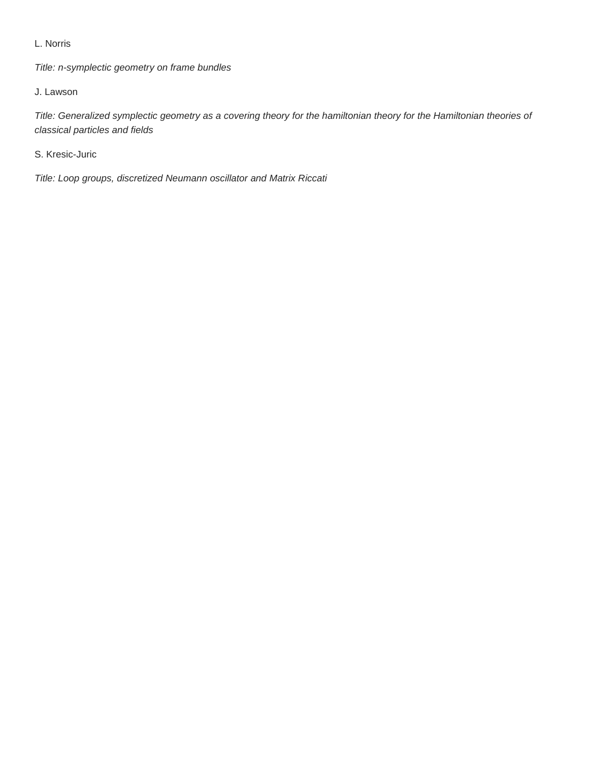L. Norris

*Title: n-symplectic geometry on frame bundles*

J. Lawson

*Title: Generalized symplectic geometry as a covering theory for the hamiltonian theory for the Hamiltonian theories of classical particles and fields*

S. Kresic-Juric

*Title: Loop groups, discretized Neumann oscillator and Matrix Riccati*